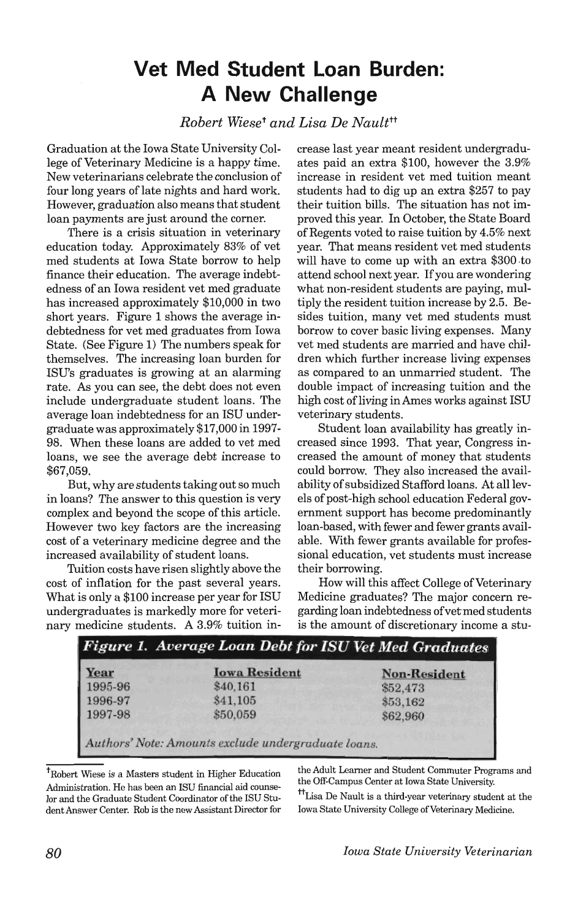# Vet Med Student Loan Burden: A New Challenge

*Robert Wiese[†] and Lisa De Nault[††]*

Graduation at the Iowa State University College of Veterinary Medicine is a happy time. New veterinarians celebrate the conclusion of four long years of late nights and hard work. However, graduation also means that student loan payments are just around the corner.

There is a crisis situation in veterinary education today. Approximately 83% of vet med students at Iowa State borrow to help finance their education. The average indebtedness of an Iowa resident vet med graduate has increased approximately $10,000 in two short years. Figure 1 shows the average indebtedness for vet med graduates from Iowa State. (See Figure 1) The numbers speak for themselves. The increasing loan burden for ISU's graduates is growing at an alarming rate. As you can see, the debt does not even include undergraduate student loans. The average loan indebtedness for an ISU undergraduate was approximately $17,000 in 1997-98. When these loans are added to vet med loans, we see the average debt increase to $67,059.

But, why are students taking out so much in loans? The answer to this question is very complex and beyond the scope of this article. However two key factors are the increasing cost of a veterinary medicine degree and the increased availability of student loans.

Tuition costs have risen slightly above the cost of inflation for the past several years. What is only a $100 increase per year for ISU undergraduates is markedly more for veterinary medicine students. A 3.9% tuition increase last year meant resident undergraduates paid an extra $100, however the 3.9% increase in resident vet med tuition meant students had to dig up an extra $257 to pay their tuition bills. The situation has not improved this year. In October, the State Board of Regents voted to raise tuition by 4.5% next year. That means resident vet med students will have to come up with an extra $300 to attend school next year. If you are wondering what non-resident students are paying, multiply the resident tuition increase by 2.5. Besides tuition, many vet med students must borrow to cover basic living expenses. Many vet med students are married and have children which further increase living expenses as compared to an unmarried student. The double impact of increasing tuition and the high cost of living in Ames works against ISU veterinary students.

Student loan availability has greatly increased since 1993. That year, Congress increased the amount of money that students could borrow. They also increased the availability of subsidized Stafford loans. At all levels of post-high school education Federal government support has become predominantly loan-based, with fewer and fewer grants available. With fewer grants available for professional education, vet students must increase their borrowing.

How will this affect College of Veterinary Medicine graduates? The major concern regarding loan indebtedness of vet med students is the amount of discretionary income a stu-

***Figure 1. Average Loan Debt for ISU Vet Med Graduates***

| Year | Iowa Resident | Non-Resident |
|---|---|---|
| 1995-96 | $40,161 | $52,473 |
| 1996-97 | $41,105 | $53,162 |
| 1997-98 | $50,059 | $62,960 |

*Authors' Note: Amounts exclude undergraduate loans.*

[†]Robert Wiese is a Masters student in Higher Education Administration. He has been an ISU financial aid counselor and the Graduate Student Coordinator of the ISU Student Answer Center. Rob is the new Assistant Director for the Adult Learner and Student Commuter Programs and the Off-Campus Center at Iowa State University.

[††]Lisa De Nault is a third-year veterinary student at the Iowa State University College of Veterinary Medicine.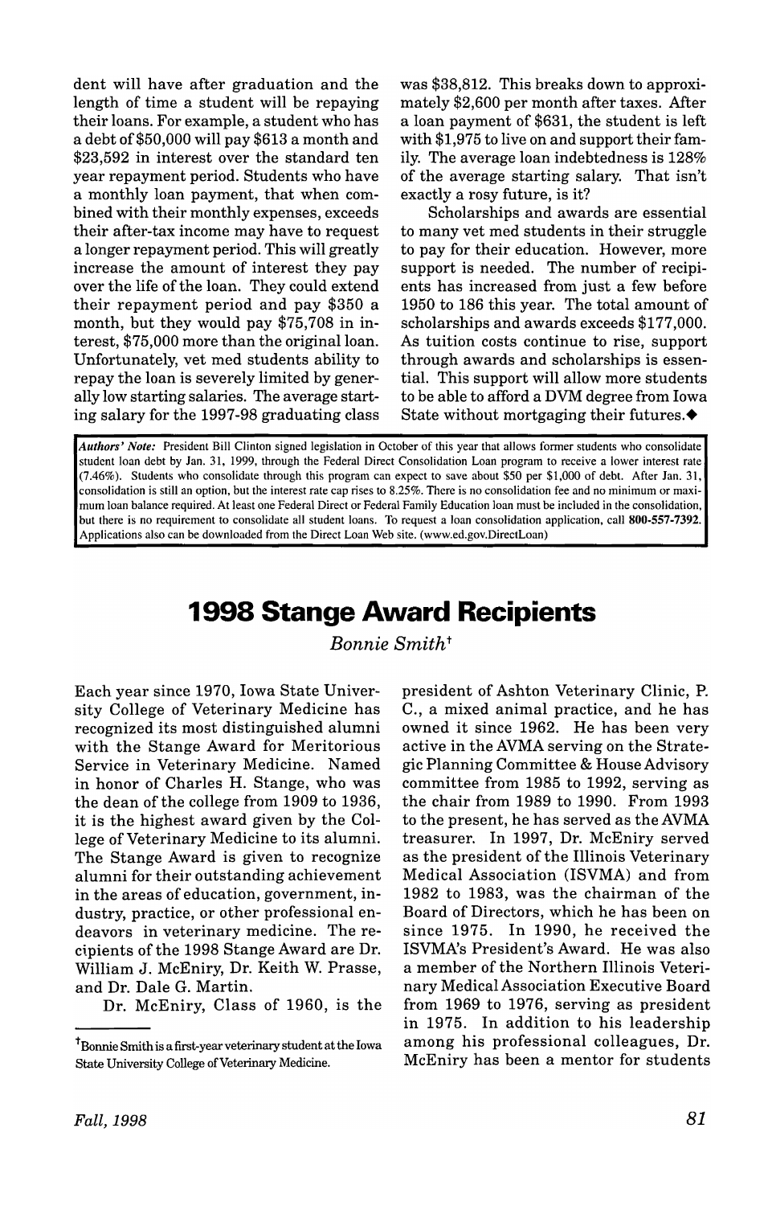dent will have after graduation and the length of time a student will be repaying their loans. For example, a student who has a debt of $50,000 will pay $613 a month and $23,592 in interest over the standard ten year repayment period. Students who have a monthly loan payment, that when combined with their monthly expenses, exceeds their after-tax income may have to request a longer repayment period. This will greatly increase the amount of interest they pay over the life of the loan. They could extend their repayment period and pay $350 a month, but they would pay $75,708 in interest, $75,000 more than the original loan. Unfortunately, vet med students ability to repay the loan is severely limited by generally low starting salaries. The average starting salary for the 1997-98 graduating class was $38,812. This breaks down to approximately $2,600 per month after taxes. After a loan payment of $631, the student is left with $1,975 to live on and support their family. The average loan indebtedness is 128% of the average starting salary. That isn't exactly a rosy future, is it?

Scholarships and awards are essential to many vet med students in their struggle to pay for their education. However, more support is needed. The number of recipients has increased from just a few before 1950 to 186 this year. The total amount of scholarships and awards exceeds $177,000. As tuition costs continue to rise, support through awards and scholarships is essential. This support will allow more students to be able to afford a DVM degree from Iowa State without mortgaging their futures.◆

***Authors' Note:*** President Bill Clinton signed legislation in October of this year that allows former students who consolidate student loan debt by Jan. 31, 1999, through the Federal Direct Consolidation Loan program to receive a lower interest rate (7.46%). Students who consolidate through this program can expect to save about $50 per $1,000 of debt. After Jan. 31, consolidation is still an option, but the interest rate cap rises to 8.25%. There is no consolidation fee and no minimum or maximum loan balance required. At least one Federal Direct or Federal Family Education loan must be included in the consolidation, but there is no requirement to consolidate all student loans. To request a loan consolidation application, call **800-557-7392.** Applications also can be downloaded from the Direct Loan Web site. (www.ed.gov.DirectLoan)

# 1998 Stange Award Recipients

*Bonnie Smith*[†]

Each year since 1970, Iowa State University College of Veterinary Medicine has recognized its most distinguished alumni with the Stange Award for Meritorious Service in Veterinary Medicine. Named in honor of Charles H. Stange, who was the dean of the college from 1909 to 1936, it is the highest award given by the College of Veterinary Medicine to its alumni. The Stange Award is given to recognize alumni for their outstanding achievement in the areas of education, government, industry, practice, or other professional endeavors in veterinary medicine. The recipients of the 1998 Stange Award are Dr. William J. McEniry, Dr. Keith W. Prasse, and Dr. Dale G. Martin.

Dr. McEniry, Class of 1960, is the president of Ashton Veterinary Clinic, P. C., a mixed animal practice, and he has owned it since 1962. He has been very active in the AVMA serving on the Strategic Planning Committee & House Advisory committee from 1985 to 1992, serving as the chair from 1989 to 1990. From 1993 to the present, he has served as the AVMA treasurer. In 1997, Dr. McEniry served as the president of the Illinois Veterinary Medical Association (ISVMA) and from 1982 to 1983, was the chairman of the Board of Directors, which he has been on since 1975. In 1990, he received the ISVMA's President's Award. He was also a member of the Northern Illinois Veterinary Medical Association Executive Board from 1969 to 1976, serving as president in 1975. In addition to his leadership among his professional colleagues, Dr. McEniry has been a mentor for students

[†]Bonnie Smith is a first-year veterinary student at the Iowa State University College of Veterinary Medicine.